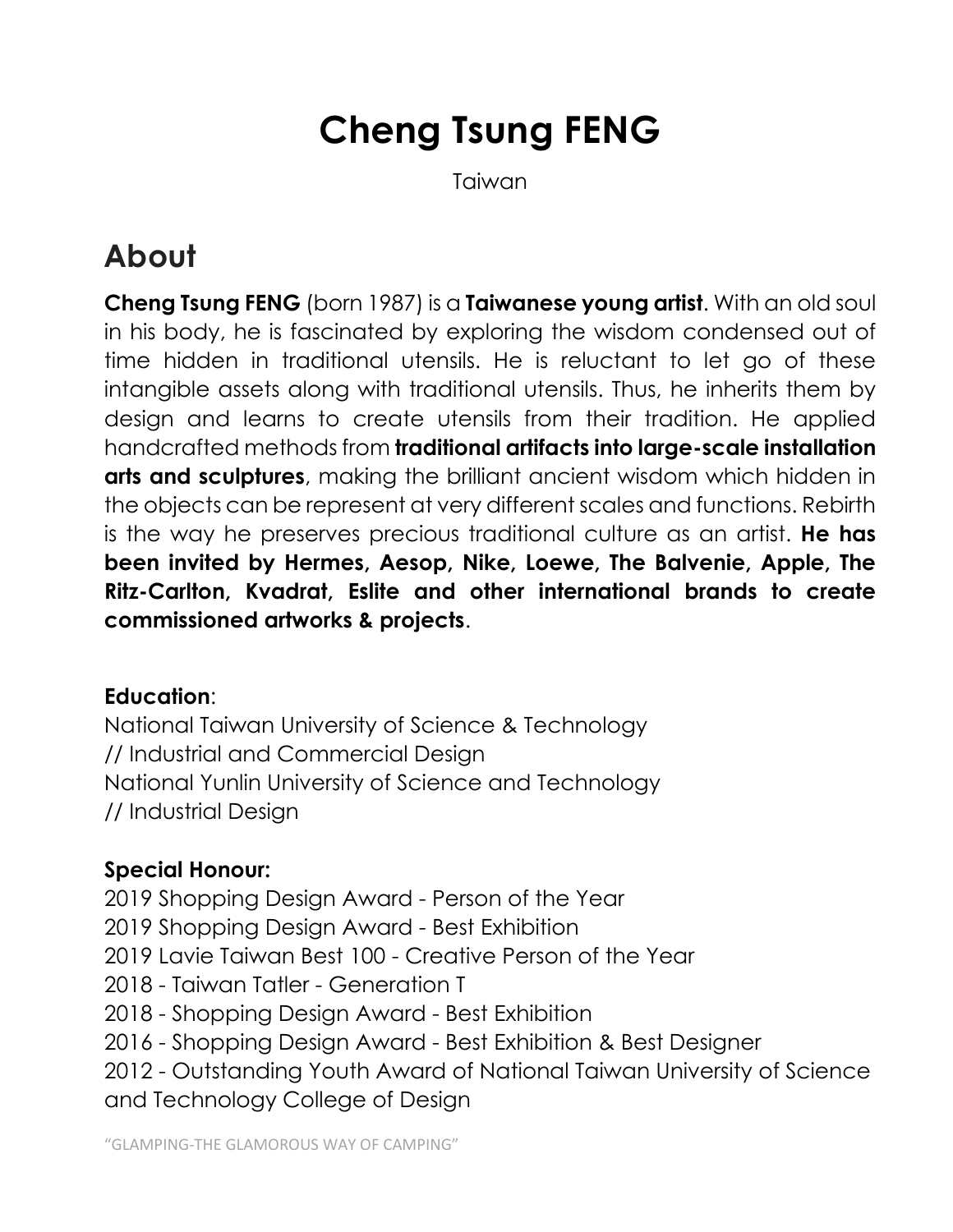# Cheng Tsung FENG

Taiwan

## About

**Cheng Tsung FENG** (born 1987) is a **Taiwanese young artist**. With an old soul in his body, he is fascinated by exploring the wisdom condensed out of time hidden in traditional utensils. He is reluctant to let go of these intangible assets along with traditional utensils. Thus, he inherits them by design and learns to create utensils from their tradition. He applied handcrafted methods from **traditional artifacts into large-scale installation arts and sculptures**, making the brilliant ancient wisdom which hidden in the objects can be represent at very different scales and functions. Rebirth is the way he preserves precious traditional culture as an artist. **He has been invited by Hermes, Aesop, Nike, Loewe, The Balvenie, Apple, The Ritz-Carlton, Kvadrat, Eslite and other international brands to create commissioned artworks & projects**.

**Education**:
National Taiwan University of Science & Technology
// Industrial and Commercial Design
National Yunlin University of Science and Technology
// Industrial Design

**Special Honour:**
2019 Shopping Design Award - Person of the Year
2019 Shopping Design Award - Best Exhibition
2019 Lavie Taiwan Best 100 - Creative Person of the Year
2018 - Taiwan Tatler - Generation T
2018 - Shopping Design Award - Best Exhibition
2016 - Shopping Design Award - Best Exhibition & Best Designer
2012 - Outstanding Youth Award of National Taiwan University of Science and Technology College of Design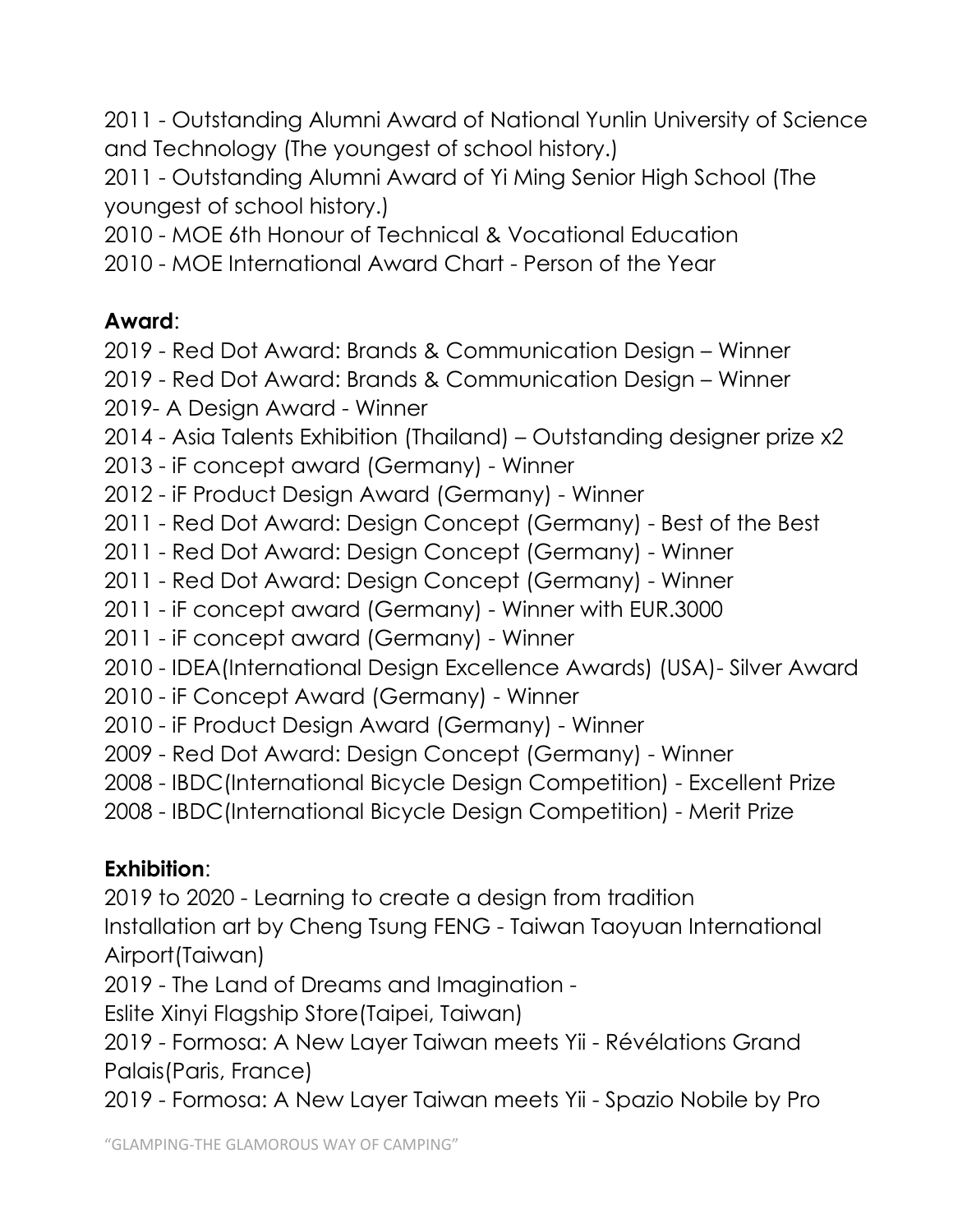2011 - Outstanding Alumni Award of National Yunlin University of Science and Technology (The youngest of school history.)
2011 - Outstanding Alumni Award of Yi Ming Senior High School (The youngest of school history.)
2010 - MOE 6th Honour of Technical & Vocational Education
2010 - MOE International Award Chart - Person of the Year

**Award**:
2019 - Red Dot Award: Brands & Communication Design – Winner
2019 - Red Dot Award: Brands & Communication Design – Winner
2019- A Design Award - Winner
2014 - Asia Talents Exhibition (Thailand) – Outstanding designer prize x2
2013 - iF concept award (Germany) - Winner
2012 - iF Product Design Award (Germany) - Winner
2011 - Red Dot Award: Design Concept (Germany) - Best of the Best
2011 - Red Dot Award: Design Concept (Germany) - Winner
2011 - Red Dot Award: Design Concept (Germany) - Winner
2011 - iF concept award (Germany) - Winner with EUR.3000
2011 - iF concept award (Germany) - Winner
2010 - IDEA(International Design Excellence Awards) (USA)- Silver Award
2010 - iF Concept Award (Germany) - Winner
2010 - iF Product Design Award (Germany) - Winner
2009 - Red Dot Award: Design Concept (Germany) - Winner
2008 - IBDC(International Bicycle Design Competition) - Excellent Prize
2008 - IBDC(International Bicycle Design Competition) - Merit Prize

**Exhibition**:
2019 to 2020 - Learning to create a design from tradition
Installation art by Cheng Tsung FENG - Taiwan Taoyuan International Airport(Taiwan)
2019 - The Land of Dreams and Imagination -
Eslite Xinyi Flagship Store(Taipei, Taiwan)
2019 - Formosa: A New Layer Taiwan meets Yii - Révélations Grand Palais(Paris, France)
2019 - Formosa: A New Layer Taiwan meets Yii - Spazio Nobile by Pro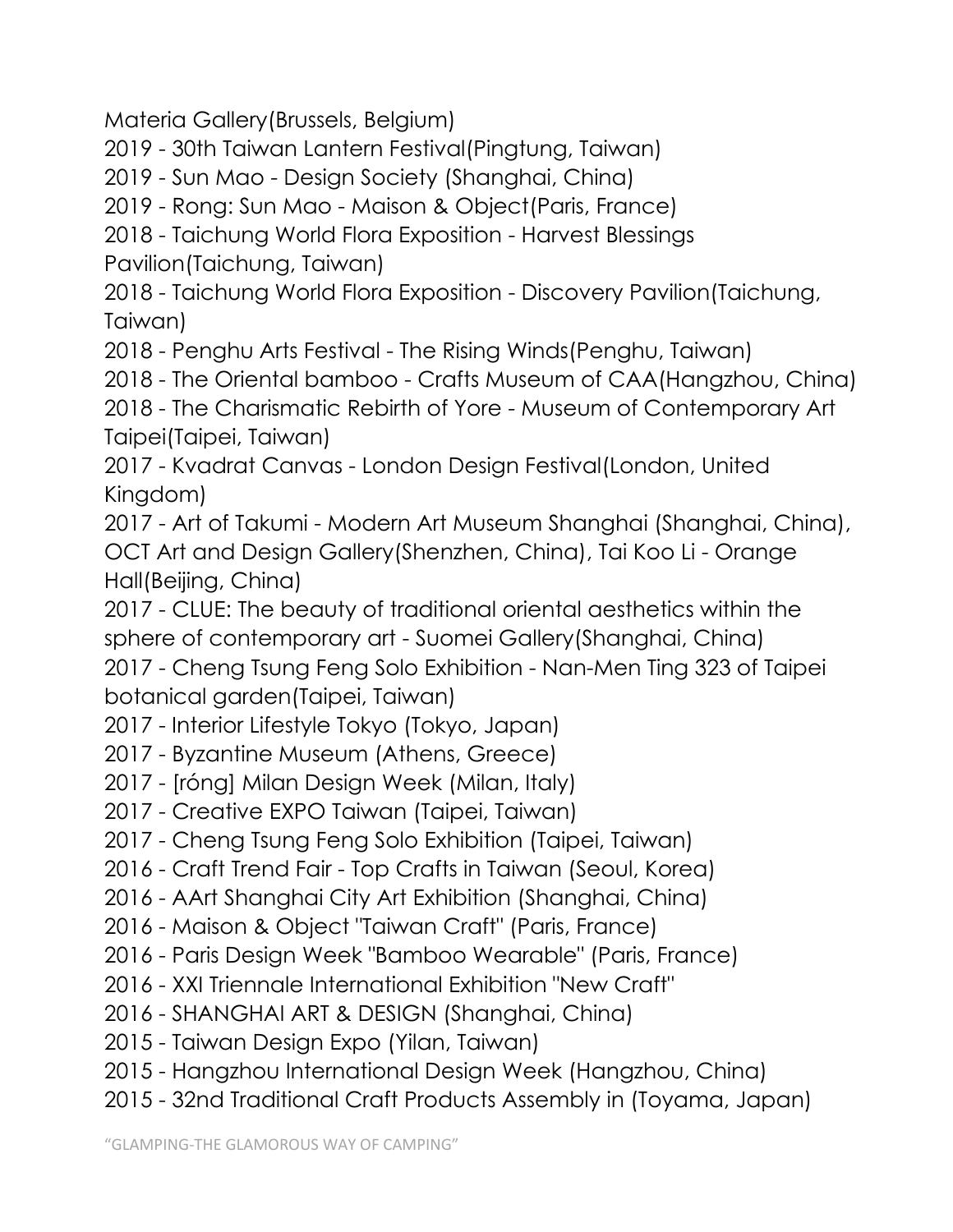Materia Gallery(Brussels, Belgium)
2019 - 30th Taiwan Lantern Festival(Pingtung, Taiwan)
2019 - Sun Mao - Design Society (Shanghai, China)
2019 - Rong: Sun Mao - Maison & Object(Paris, France)
2018 - Taichung World Flora Exposition - Harvest Blessings Pavilion(Taichung, Taiwan)
2018 - Taichung World Flora Exposition - Discovery Pavilion(Taichung, Taiwan)
2018 - Penghu Arts Festival - The Rising Winds(Penghu, Taiwan)
2018 - The Oriental bamboo - Crafts Museum of CAA(Hangzhou, China)
2018 - The Charismatic Rebirth of Yore - Museum of Contemporary Art Taipei(Taipei, Taiwan)
2017 - Kvadrat Canvas - London Design Festival(London, United Kingdom)
2017 - Art of Takumi - Modern Art Museum Shanghai (Shanghai, China), OCT Art and Design Gallery(Shenzhen, China), Tai Koo Li - Orange Hall(Beijing, China)
2017 - CLUE: The beauty of traditional oriental aesthetics within the sphere of contemporary art - Suomei Gallery(Shanghai, China)
2017 - Cheng Tsung Feng Solo Exhibition - Nan-Men Ting 323 of Taipei botanical garden(Taipei, Taiwan)
2017 - Interior Lifestyle Tokyo (Tokyo, Japan)
2017 - Byzantine Museum (Athens, Greece)
2017 - [róng] Milan Design Week (Milan, Italy)
2017 - Creative EXPO Taiwan (Taipei, Taiwan)
2017 - Cheng Tsung Feng Solo Exhibition (Taipei, Taiwan)
2016 - Craft Trend Fair - Top Crafts in Taiwan (Seoul, Korea)
2016 - AArt Shanghai City Art Exhibition (Shanghai, China)
2016 - Maison & Object "Taiwan Craft" (Paris, France)
2016 - Paris Design Week "Bamboo Wearable" (Paris, France)
2016 - XXI Triennale International Exhibition "New Craft"
2016 - SHANGHAI ART & DESIGN (Shanghai, China)
2015 - Taiwan Design Expo (Yilan, Taiwan)
2015 - Hangzhou International Design Week (Hangzhou, China)
2015 - 32nd Traditional Craft Products Assembly in (Toyama, Japan)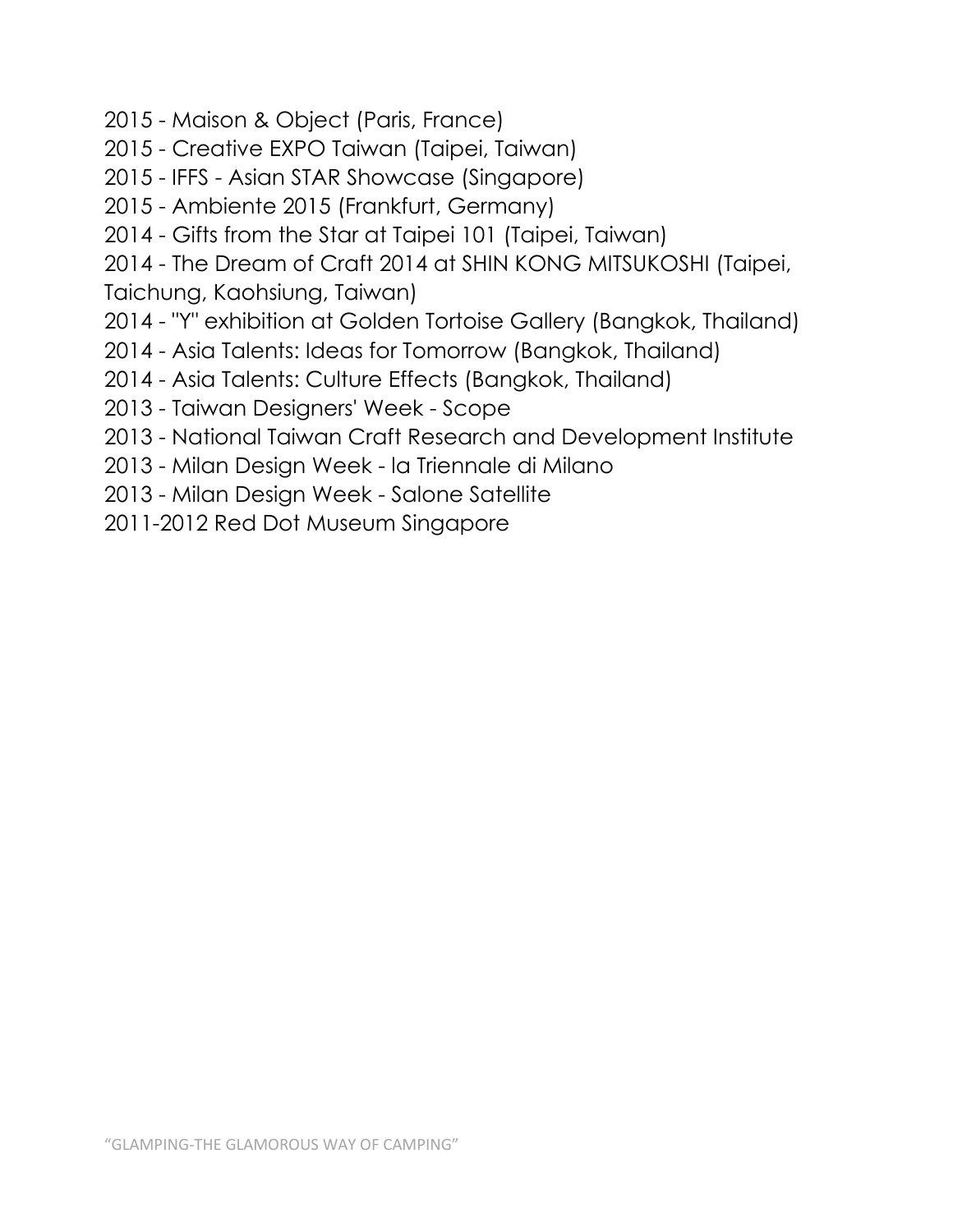2015 - Maison & Object (Paris, France)
2015 - Creative EXPO Taiwan (Taipei, Taiwan)
2015 - IFFS - Asian STAR Showcase (Singapore)
2015 - Ambiente 2015 (Frankfurt, Germany)
2014 - Gifts from the Star at Taipei 101 (Taipei, Taiwan)
2014 - The Dream of Craft 2014 at SHIN KONG MITSUKOSHI (Taipei, Taichung, Kaohsiung, Taiwan)
2014 - "Y" exhibition at Golden Tortoise Gallery (Bangkok, Thailand)
2014 - Asia Talents: Ideas for Tomorrow (Bangkok, Thailand)
2014 - Asia Talents: Culture Effects (Bangkok, Thailand)
2013 - Taiwan Designers' Week - Scope
2013 - National Taiwan Craft Research and Development Institute
2013 - Milan Design Week - la Triennale di Milano
2013 - Milan Design Week - Salone Satellite
2011-2012 Red Dot Museum Singapore